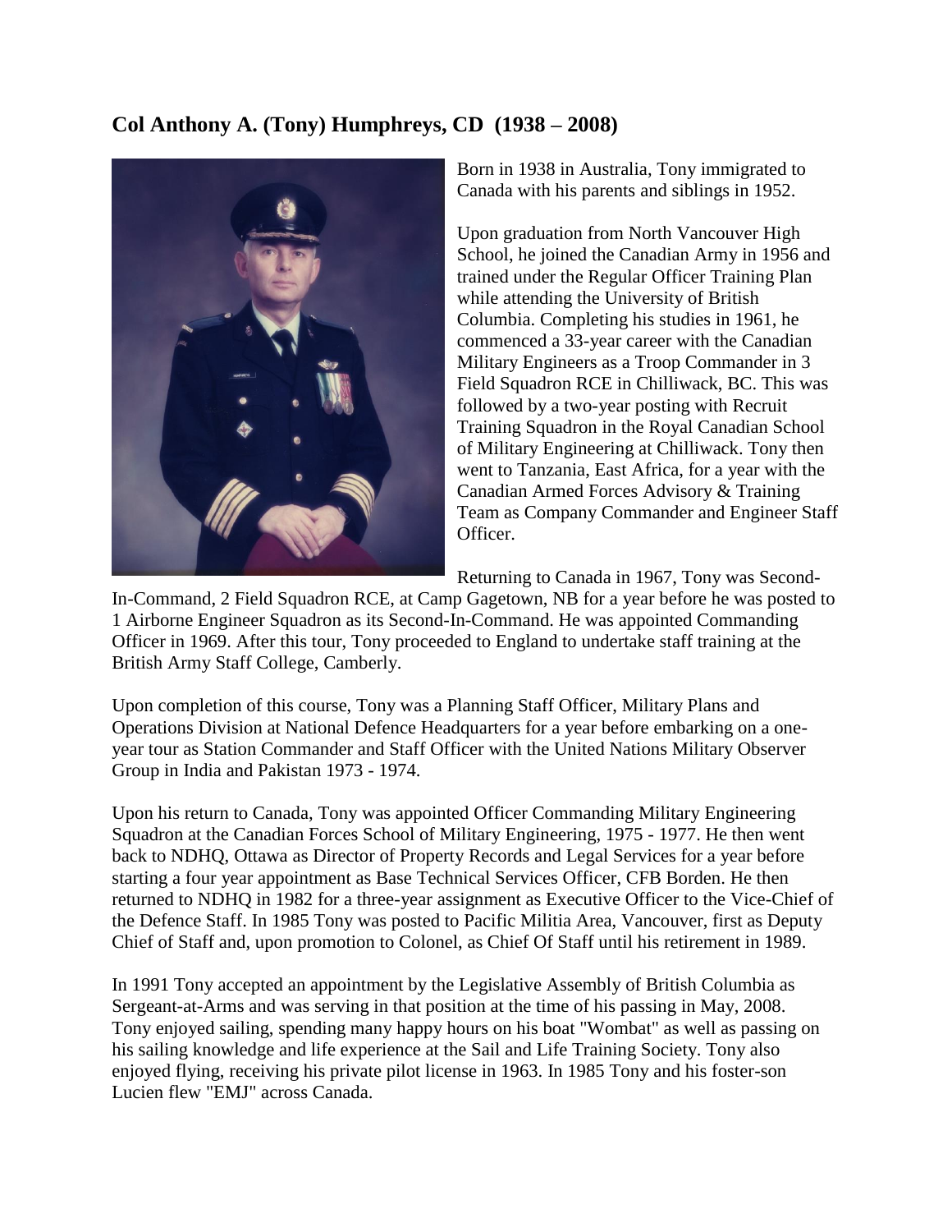## Col Anthony A. (Tony) Humphreys, CD (1938 – 2008)

Born in 1938 in Australia, Tony immigrated to Canada with his parents and siblings in 1952.

Upon graduation from North Vancouver High School, he joined the Canadian Army in 1956 and trained under the Regular Officer Training Plan while attending the University of British Columbia. Completing his studies in 1961, he commenced a 33-year career with the Canadian Military Engineers as a Troop Commander in 3 Field Squadron RCE in Chilliwack, BC. This was followed by a two-year posting with Recruit Training Squadron in the Royal Canadian School of Military Engineering at Chilliwack. Tony then went to Tanzania, East Africa, for a year with the Canadian Armed Forces Advisory & Training Team as Company Commander and Engineer Staff Officer.

Returning to Canada in 1967, Tony was Second-In-Command, 2 Field Squadron RCE, at Camp Gagetown, NB for a year before he was posted to 1 Airborne Engineer Squadron as its Second-In-Command. He was appointed Commanding Officer in 1969. After this tour, Tony proceeded to England to undertake staff training at the British Army Staff College, Camberly.

Upon completion of this course, Tony was a Planning Staff Officer, Military Plans and Operations Division at National Defence Headquarters for a year before embarking on a one-year tour as Station Commander and Staff Officer with the United Nations Military Observer Group in India and Pakistan 1973 - 1974.

Upon his return to Canada, Tony was appointed Officer Commanding Military Engineering Squadron at the Canadian Forces School of Military Engineering, 1975 - 1977. He then went back to NDHQ, Ottawa as Director of Property Records and Legal Services for a year before starting a four year appointment as Base Technical Services Officer, CFB Borden. He then returned to NDHQ in 1982 for a three-year assignment as Executive Officer to the Vice-Chief of the Defence Staff. In 1985 Tony was posted to Pacific Militia Area, Vancouver, first as Deputy Chief of Staff and, upon promotion to Colonel, as Chief Of Staff until his retirement in 1989.

In 1991 Tony accepted an appointment by the Legislative Assembly of British Columbia as Sergeant-at-Arms and was serving in that position at the time of his passing in May, 2008. Tony enjoyed sailing, spending many happy hours on his boat "Wombat" as well as passing on his sailing knowledge and life experience at the Sail and Life Training Society. Tony also enjoyed flying, receiving his private pilot license in 1963. In 1985 Tony and his foster-son Lucien flew "EMJ" across Canada.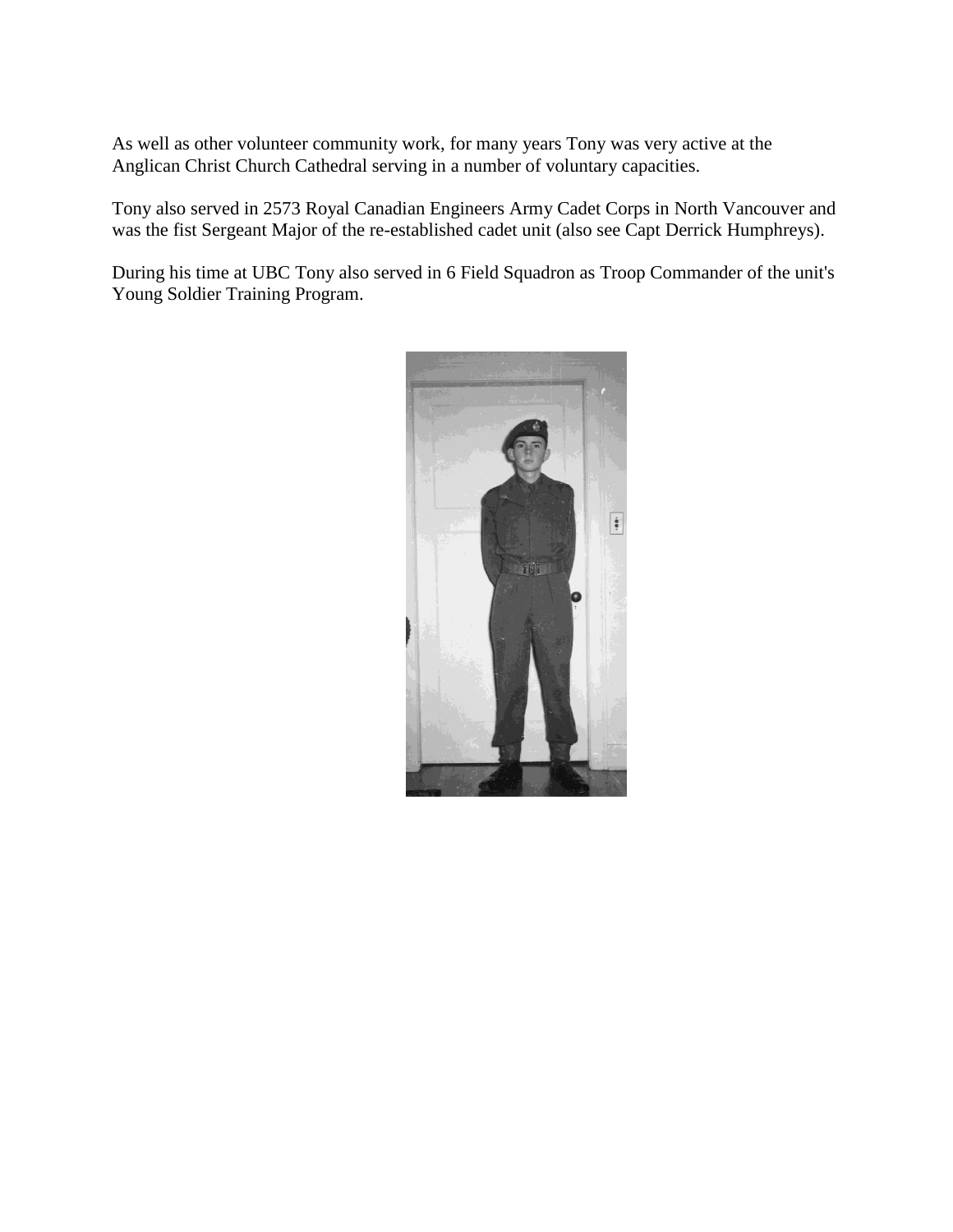As well as other volunteer community work, for many years Tony was very active at the Anglican Christ Church Cathedral serving in a number of voluntary capacities.

Tony also served in 2573 Royal Canadian Engineers Army Cadet Corps in North Vancouver and was the fist Sergeant Major of the re-established cadet unit (also see Capt Derrick Humphreys).

During his time at UBC Tony also served in 6 Field Squadron as Troop Commander of the unit's Young Soldier Training Program.